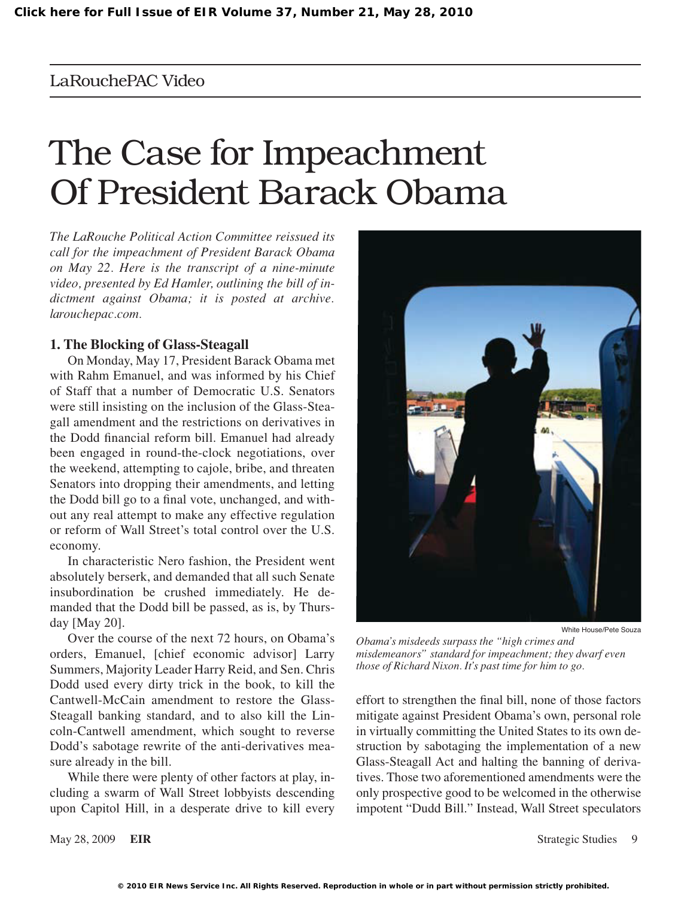LaRouchePAC Video

# The Case for Impeachment Of President Barack Obama

*The LaRouche Political Action Committee reissued its call for the impeachment of President Barack Obama on May 22. Here is the transcript of a nine-minute video, presented by Ed Hamler, outlining the bill of indictment against Obama; it is posted at archive.larouchepac.com.*

White House/Pete Souza

*Obama's misdeeds surpass the "high crimes and misdemeanors" standard for impeachment; they dwarf even those of Richard Nixon. It's past time for him to go.*

### 1. The Blocking of Glass-Steagall

On Monday, May 17, President Barack Obama met with Rahm Emanuel, and was informed by his Chief of Staff that a number of Democratic U.S. Senators were still insisting on the inclusion of the Glass-Steagall amendment and the restrictions on derivatives in the Dodd financial reform bill. Emanuel had already been engaged in round-the-clock negotiations, over the weekend, attempting to cajole, bribe, and threaten Senators into dropping their amendments, and letting the Dodd bill go to a final vote, unchanged, and without any real attempt to make any effective regulation or reform of Wall Street's total control over the U.S. economy.

In characteristic Nero fashion, the President went absolutely berserk, and demanded that all such Senate insubordination be crushed immediately. He demanded that the Dodd bill be passed, as is, by Thursday [May 20].

Over the course of the next 72 hours, on Obama's orders, Emanuel, [chief economic advisor] Larry Summers, Majority Leader Harry Reid, and Sen. Chris Dodd used every dirty trick in the book, to kill the Cantwell-McCain amendment to restore the Glass-Steagall banking standard, and to also kill the Lincoln-Cantwell amendment, which sought to reverse Dodd's sabotage rewrite of the anti-derivatives measure already in the bill.

While there were plenty of other factors at play, including a swarm of Wall Street lobbyists descending upon Capitol Hill, in a desperate drive to kill every effort to strengthen the final bill, none of those factors mitigate against President Obama's own, personal role in virtually committing the United States to its own destruction by sabotaging the implementation of a new Glass-Steagall Act and halting the banning of derivatives. Those two aforementioned amendments were the only prospective good to be welcomed in the otherwise impotent "Dudd Bill." Instead, Wall Street speculators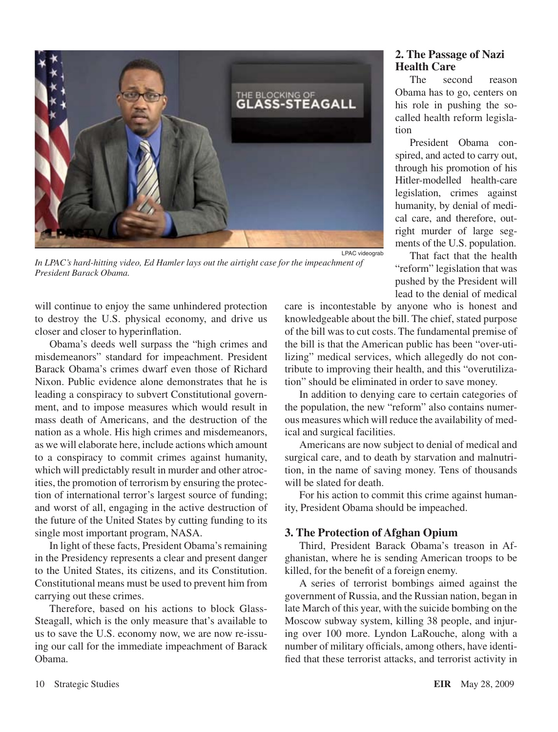LPAC videograb

*In LPAC's hard-hitting video, Ed Hamler lays out the airtight case for the impeachment of President Barack Obama.*

will continue to enjoy the same unhindered protection to destroy the U.S. physical economy, and drive us closer and closer to hyperinflation.

Obama's deeds well surpass the "high crimes and misdemeanors" standard for impeachment. President Barack Obama's crimes dwarf even those of Richard Nixon. Public evidence alone demonstrates that he is leading a conspiracy to subvert Constitutional government, and to impose measures which would result in mass death of Americans, and the destruction of the nation as a whole. His high crimes and misdemeanors, as we will elaborate here, include actions which amount to a conspiracy to commit crimes against humanity, which will predictably result in murder and other atrocities, the promotion of terrorism by ensuring the protection of international terror's largest source of funding; and worst of all, engaging in the active destruction of the future of the United States by cutting funding to its single most important program, NASA.

In light of these facts, President Obama's remaining in the Presidency represents a clear and present danger to the United States, its citizens, and its Constitution. Constitutional means must be used to prevent him from carrying out these crimes.

Therefore, based on his actions to block Glass-Steagall, which is the only measure that's available to us to save the U.S. economy now, we are now re-issuing our call for the immediate impeachment of Barack Obama.

## 2. The Passage of Nazi Health Care

The second reason Obama has to go, centers on his role in pushing the so-called health reform legislation

President Obama conspired, and acted to carry out, through his promotion of his Hitler-modelled health-care legislation, crimes against humanity, by denial of medical care, and therefore, outright murder of large segments of the U.S. population.

That fact that the health "reform" legislation that was pushed by the President will lead to the denial of medical care is incontestable by anyone who is honest and knowledgeable about the bill. The chief, stated purpose of the bill was to cut costs. The fundamental premise of the bill is that the American public has been "over-utilizing" medical services, which allegedly do not contribute to improving their health, and this "overutilization" should be eliminated in order to save money.

In addition to denying care to certain categories of the population, the new "reform" also contains numerous measures which will reduce the availability of medical and surgical facilities.

Americans are now subject to denial of medical and surgical care, and to death by starvation and malnutrition, in the name of saving money. Tens of thousands will be slated for death.

For his action to commit this crime against humanity, President Obama should be impeached.

## 3. The Protection of Afghan Opium

Third, President Barack Obama's treason in Afghanistan, where he is sending American troops to be killed, for the benefit of a foreign enemy.

A series of terrorist bombings aimed against the government of Russia, and the Russian nation, began in late March of this year, with the suicide bombing on the Moscow subway system, killing 38 people, and injuring over 100 more. Lyndon LaRouche, along with a number of military officials, among others, have identified that these terrorist attacks, and terrorist activity in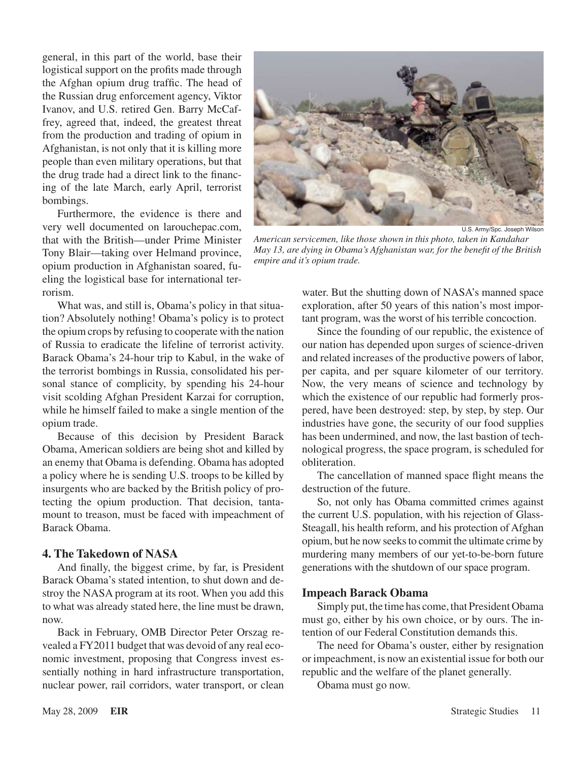general, in this part of the world, base their logistical support on the profits made through the Afghan opium drug traffic. The head of the Russian drug enforcement agency, Viktor Ivanov, and U.S. retired Gen. Barry McCaffrey, agreed that, indeed, the greatest threat from the production and trading of opium in Afghanistan, is not only that it is killing more people than even military operations, but that the drug trade had a direct link to the financing of the late March, early April, terrorist bombings.

Furthermore, the evidence is there and very well documented on larouchepac.com, that with the British—under Prime Minister Tony Blair—taking over Helmand province, opium production in Afghanistan soared, fueling the logistical base for international terrorism.

U.S. Army/Spc. Joseph Wilson

*American servicemen, like those shown in this photo, taken in Kandahar May 13, are dying in Obama's Afghanistan war, for the benefit of the British empire and it's opium trade.*

What was, and still is, Obama's policy in that situation? Absolutely nothing! Obama's policy is to protect the opium crops by refusing to cooperate with the nation of Russia to eradicate the lifeline of terrorist activity. Barack Obama's 24-hour trip to Kabul, in the wake of the terrorist bombings in Russia, consolidated his personal stance of complicity, by spending his 24-hour visit scolding Afghan President Karzai for corruption, while he himself failed to make a single mention of the opium trade.

Because of this decision by President Barack Obama, American soldiers are being shot and killed by an enemy that Obama is defending. Obama has adopted a policy where he is sending U.S. troops to be killed by insurgents who are backed by the British policy of protecting the opium production. That decision, tantamount to treason, must be faced with impeachment of Barack Obama.

### 4. The Takedown of NASA

And finally, the biggest crime, by far, is President Barack Obama's stated intention, to shut down and destroy the NASA program at its root. When you add this to what was already stated here, the line must be drawn, now.

Back in February, OMB Director Peter Orszag revealed a FY2011 budget that was devoid of any real economic investment, proposing that Congress invest essentially nothing in hard infrastructure transportation, nuclear power, rail corridors, water transport, or clean water. But the shutting down of NASA's manned space exploration, after 50 years of this nation's most important program, was the worst of his terrible concoction.

Since the founding of our republic, the existence of our nation has depended upon surges of science-driven and related increases of the productive powers of labor, per capita, and per square kilometer of our territory. Now, the very means of science and technology by which the existence of our republic had formerly prospered, have been destroyed: step, by step, by step. Our industries have gone, the security of our food supplies has been undermined, and now, the last bastion of technological progress, the space program, is scheduled for obliteration.

The cancellation of manned space flight means the destruction of the future.

So, not only has Obama committed crimes against the current U.S. population, with his rejection of Glass-Steagall, his health reform, and his protection of Afghan opium, but he now seeks to commit the ultimate crime by murdering many members of our yet-to-be-born future generations with the shutdown of our space program.

### Impeach Barack Obama

Simply put, the time has come, that President Obama must go, either by his own choice, or by ours. The intention of our Federal Constitution demands this.

The need for Obama's ouster, either by resignation or impeachment, is now an existential issue for both our republic and the welfare of the planet generally.

Obama must go now.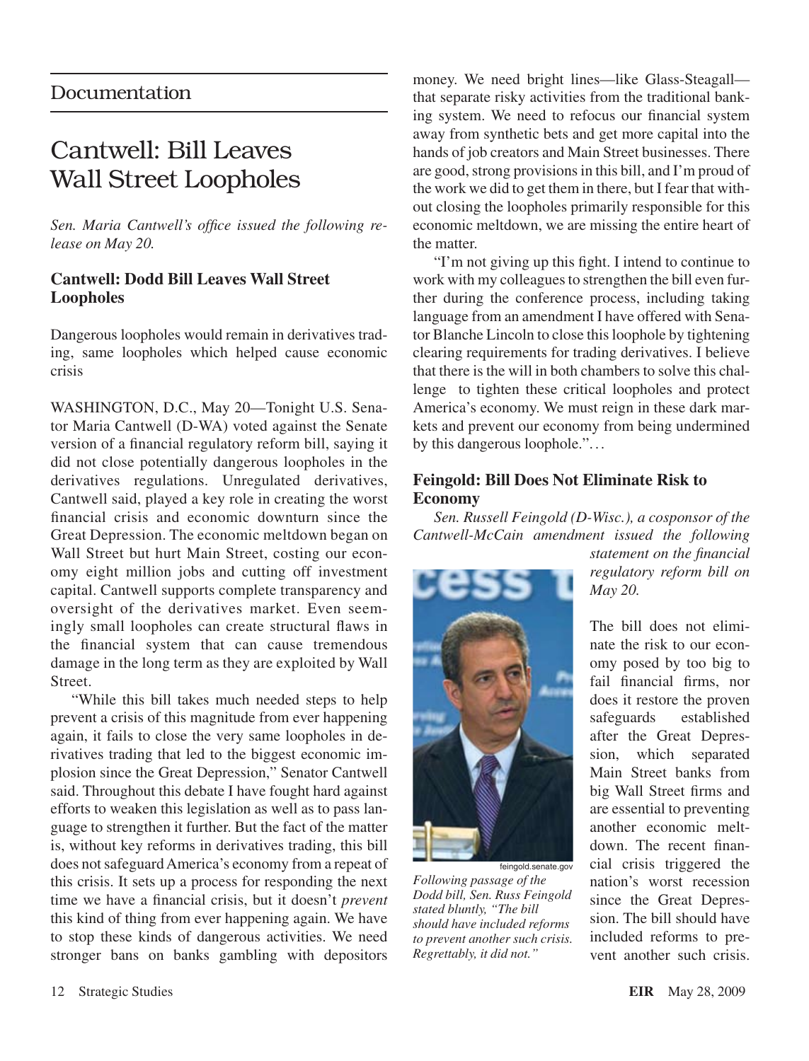## Documentation

# Cantwell: Bill Leaves Wall Street Loopholes

*Sen. Maria Cantwell's office issued the following release on May 20.*

### Cantwell: Dodd Bill Leaves Wall Street Loopholes

Dangerous loopholes would remain in derivatives trading, same loopholes which helped cause economic crisis

WASHINGTON, D.C., May 20—Tonight U.S. Senator Maria Cantwell (D-WA) voted against the Senate version of a financial regulatory reform bill, saying it did not close potentially dangerous loopholes in the derivatives regulations. Unregulated derivatives, Cantwell said, played a key role in creating the worst financial crisis and economic downturn since the Great Depression. The economic meltdown began on Wall Street but hurt Main Street, costing our economy eight million jobs and cutting off investment capital. Cantwell supports complete transparency and oversight of the derivatives market. Even seemingly small loopholes can create structural flaws in the financial system that can cause tremendous damage in the long term as they are exploited by Wall Street.

"While this bill takes much needed steps to help prevent a crisis of this magnitude from ever happening again, it fails to close the very same loopholes in derivatives trading that led to the biggest economic implosion since the Great Depression," Senator Cantwell said. Throughout this debate I have fought hard against efforts to weaken this legislation as well as to pass language to strengthen it further. But the fact of the matter is, without key reforms in derivatives trading, this bill does not safeguard America's economy from a repeat of this crisis. It sets up a process for responding the next time we have a financial crisis, but it doesn't *prevent* this kind of thing from ever happening again. We have to stop these kinds of dangerous activities. We need stronger bans on banks gambling with depositors money. We need bright lines—like Glass-Steagall—that separate risky activities from the traditional banking system. We need to refocus our financial system away from synthetic bets and get more capital into the hands of job creators and Main Street businesses. There are good, strong provisions in this bill, and I'm proud of the work we did to get them in there, but I fear that without closing the loopholes primarily responsible for this economic meltdown, we are missing the entire heart of the matter.

"I'm not giving up this fight. I intend to continue to work with my colleagues to strengthen the bill even further during the conference process, including taking language from an amendment I have offered with Senator Blanche Lincoln to close this loophole by tightening clearing requirements for trading derivatives. I believe that there is the will in both chambers to solve this challenge to tighten these critical loopholes and protect America's economy. We must reign in these dark markets and prevent our economy from being undermined by this dangerous loophole."...

### Feingold: Bill Does Not Eliminate Risk to Economy

*Sen. Russell Feingold (D-Wisc.), a cosponsor of the Cantwell-McCain amendment issued the following statement on the financial regulatory reform bill on May 20.*

feingold.senate.gov

*Following passage of the Dodd bill, Sen. Russ Feingold stated bluntly, "The bill should have included reforms to prevent another such crisis. Regrettably, it did not."*

The bill does not eliminate the risk to our economy posed by too big to fail financial firms, nor does it restore the proven safeguards established after the Great Depression, which separated Main Street banks from big Wall Street firms and are essential to preventing another economic meltdown. The recent financial crisis triggered the nation's worst recession since the Great Depression. The bill should have included reforms to prevent another such crisis.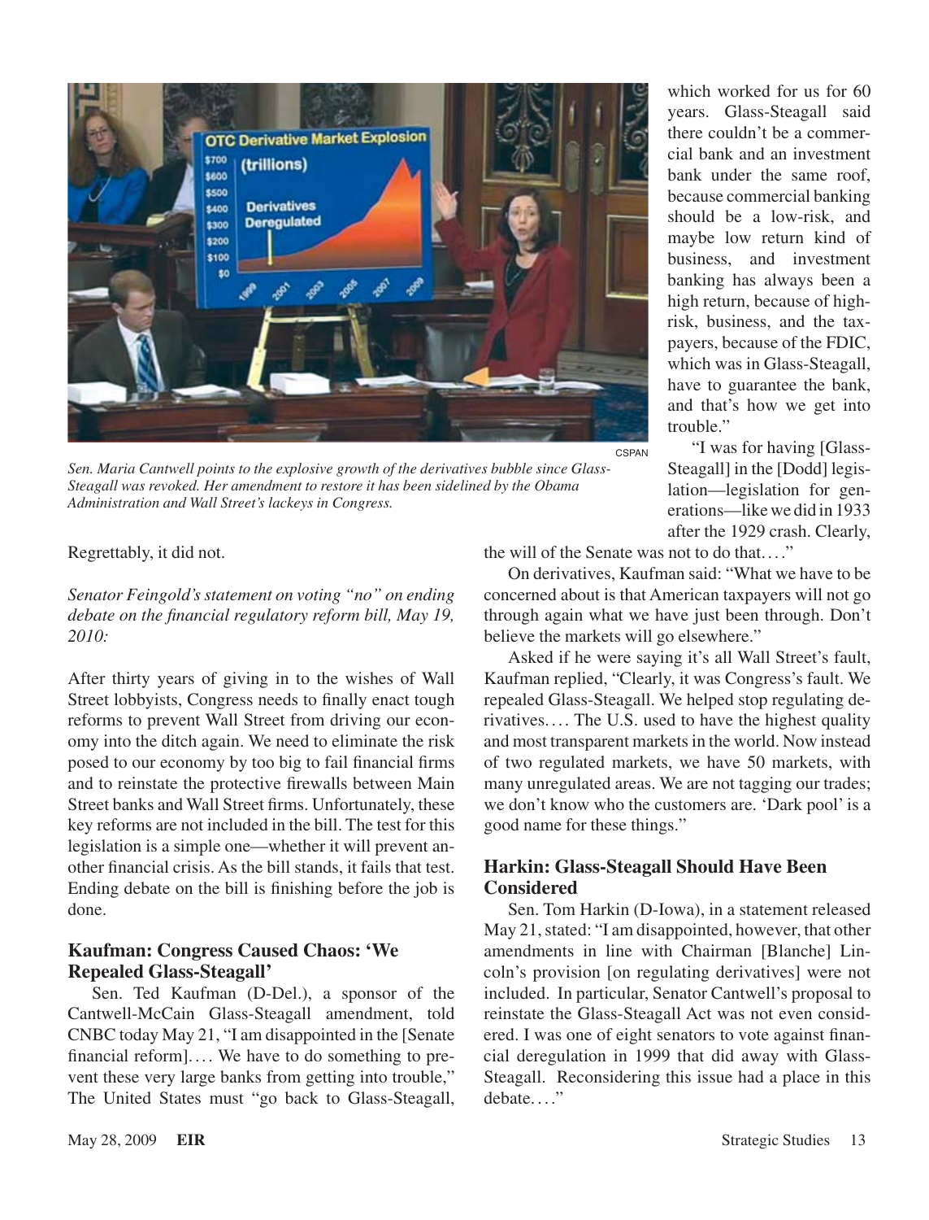OTC Derivative Market Explosion

(trillions)

$700
$600
$500
$400
$300
$200
$100
$0

Derivatives Deregulated

1999 2001 2003 2005 2007 2009

CSPAN

*Sen. Maria Cantwell points to the explosive growth of the derivatives bubble since Glass-Steagall was revoked. Her amendment to restore it has been sidelined by the Obama Administration and Wall Street's lackeys in Congress.*

Regrettably, it did not.

*Senator Feingold's statement on voting "no" on ending debate on the financial regulatory reform bill, May 19, 2010:*

After thirty years of giving in to the wishes of Wall Street lobbyists, Congress needs to finally enact tough reforms to prevent Wall Street from driving our economy into the ditch again. We need to eliminate the risk posed to our economy by too big to fail financial firms and to reinstate the protective firewalls between Main Street banks and Wall Street firms. Unfortunately, these key reforms are not included in the bill. The test for this legislation is a simple one—whether it will prevent another financial crisis. As the bill stands, it fails that test. Ending debate on the bill is finishing before the job is done.

## Kaufman: Congress Caused Chaos: 'We Repealed Glass-Steagall'

Sen. Ted Kaufman (D-Del.), a sponsor of the Cantwell-McCain Glass-Steagall amendment, told CNBC today May 21, "I am disappointed in the [Senate financial reform].... We have to do something to prevent these very large banks from getting into trouble," The United States must "go back to Glass-Steagall, which worked for us for 60 years. Glass-Steagall said there couldn't be a commercial bank and an investment bank under the same roof, because commercial banking should be a low-risk, and maybe low return kind of business, and investment banking has always been a high return, because of high-risk, business, and the taxpayers, because of the FDIC, which was in Glass-Steagall, have to guarantee the bank, and that's how we get into trouble."

"I was for having [Glass-Steagall] in the [Dodd] legislation—legislation for generations—like we did in 1933 after the 1929 crash. Clearly, the will of the Senate was not to do that...."

On derivatives, Kaufman said: "What we have to be concerned about is that American taxpayers will not go through again what we have just been through. Don't believe the markets will go elsewhere."

Asked if he were saying it's all Wall Street's fault, Kaufman replied, "Clearly, it was Congress's fault. We repealed Glass-Steagall. We helped stop regulating derivatives.... The U.S. used to have the highest quality and most transparent markets in the world. Now instead of two regulated markets, we have 50 markets, with many unregulated areas. We are not tagging our trades; we don't know who the customers are. 'Dark pool' is a good name for these things."

## Harkin: Glass-Steagall Should Have Been Considered

Sen. Tom Harkin (D-Iowa), in a statement released May 21, stated: "I am disappointed, however, that other amendments in line with Chairman [Blanche] Lincoln's provision [on regulating derivatives] were not included. In particular, Senator Cantwell's proposal to reinstate the Glass-Steagall Act was not even considered. I was one of eight senators to vote against financial deregulation in 1999 that did away with Glass-Steagall. Reconsidering this issue had a place in this debate...."